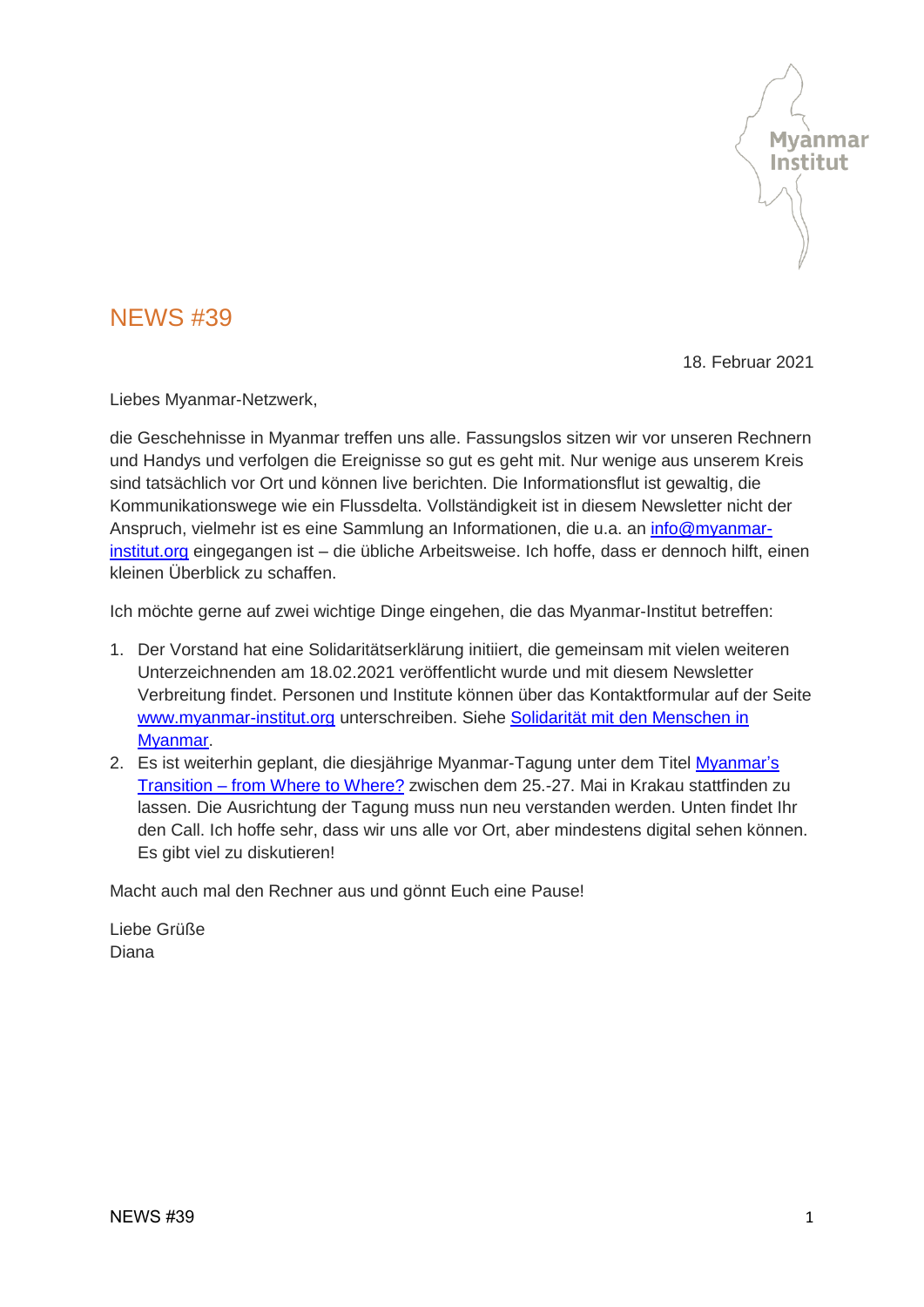# NEWS #39

18. Februar 2021

Liebes Myanmar-Netzwerk,

die Geschehnisse in Myanmar treffen uns alle. Fassungslos sitzen wir vor unseren Rechnern und Handys und verfolgen die Ereignisse so gut es geht mit. Nur wenige aus unserem Kreis sind tatsächlich vor Ort und können live berichten. Die Informationsflut ist gewaltig, die Kommunikationswege wie ein Flussdelta. Vollständigkeit ist in diesem Newsletter nicht der Anspruch, vielmehr ist es eine Sammlung an Informationen, die u.a. an [info@myanmar-institut.org](mailto:info@myanmar-institut.org) eingegangen ist – die übliche Arbeitsweise. Ich hoffe, dass er dennoch hilft, einen kleinen Überblick zu schaffen.

Ich möchte gerne auf zwei wichtige Dinge eingehen, die das Myanmar-Institut betreffen:

1. Der Vorstand hat eine Solidaritätserklärung initiiert, die gemeinsam mit vielen weiteren Unterzeichnenden am 18.02.2021 veröffentlicht wurde und mit diesem Newsletter Verbreitung findet. Personen und Institute können über das Kontaktformular auf der Seite [www.myanmar-institut.org](http://www.myanmar-institut.org) unterschreiben. Siehe [Solidarität mit den Menschen in Myanmar](#).
2. Es ist weiterhin geplant, die diesjährige Myanmar-Tagung unter dem Titel [Myanmar's Transition – from Where to Where?](#) zwischen dem 25.-27. Mai in Krakau stattfinden zu lassen. Die Ausrichtung der Tagung muss nun neu verstanden werden. Unten findet Ihr den Call. Ich hoffe sehr, dass wir uns alle vor Ort, aber mindestens digital sehen können. Es gibt viel zu diskutieren!

Macht auch mal den Rechner aus und gönnt Euch eine Pause!

Liebe Grüße
Diana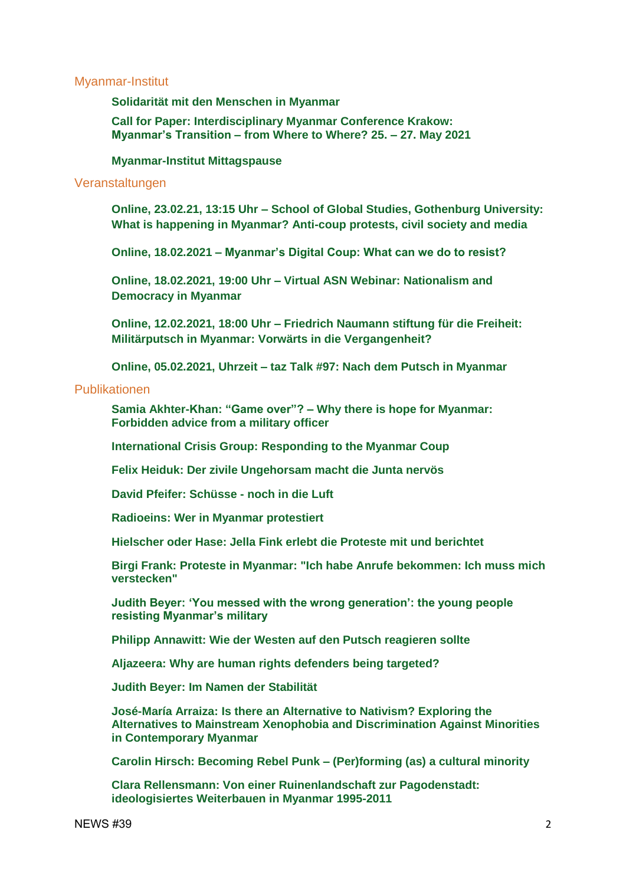## Myanmar-Institut

**Solidarität mit den Menschen in Myanmar**

**Call for Paper: Interdisciplinary Myanmar Conference Krakow: Myanmar's Transition – from Where to Where? 25. – 27. May 2021**

**Myanmar-Institut Mittagspause**

## Veranstaltungen

**Online, 23.02.21, 13:15 Uhr – School of Global Studies, Gothenburg University: What is happening in Myanmar? Anti-coup protests, civil society and media**

**Online, 18.02.2021 – Myanmar's Digital Coup: What can we do to resist?**

**Online, 18.02.2021, 19:00 Uhr – Virtual ASN Webinar: Nationalism and Democracy in Myanmar**

**Online, 12.02.2021, 18:00 Uhr – Friedrich Naumann stiftung für die Freiheit: Militärputsch in Myanmar: Vorwärts in die Vergangenheit?**

**Online, 05.02.2021, Uhrzeit – taz Talk #97: Nach dem Putsch in Myanmar**

## Publikationen

**Samia Akhter-Khan: "Game over"? – Why there is hope for Myanmar: Forbidden advice from a military officer**

**International Crisis Group: Responding to the Myanmar Coup**

**Felix Heiduk: Der zivile Ungehorsam macht die Junta nervös**

**David Pfeifer: Schüsse - noch in die Luft**

**Radioeins: Wer in Myanmar protestiert**

**Hielscher oder Hase: Jella Fink erlebt die Proteste mit und berichtet**

**Birgi Frank: Proteste in Myanmar: "Ich habe Anrufe bekommen: Ich muss mich verstecken"**

**Judith Beyer: 'You messed with the wrong generation': the young people resisting Myanmar's military**

**Philipp Annawitt: Wie der Westen auf den Putsch reagieren sollte**

**Aljazeera: Why are human rights defenders being targeted?**

**Judith Beyer: Im Namen der Stabilität**

**José-María Arraiza: Is there an Alternative to Nativism? Exploring the Alternatives to Mainstream Xenophobia and Discrimination Against Minorities in Contemporary Myanmar**

**Carolin Hirsch: Becoming Rebel Punk – (Per)forming (as) a cultural minority**

**Clara Rellensmann: Von einer Ruinenlandschaft zur Pagodenstadt: ideologisiertes Weiterbauen in Myanmar 1995-2011**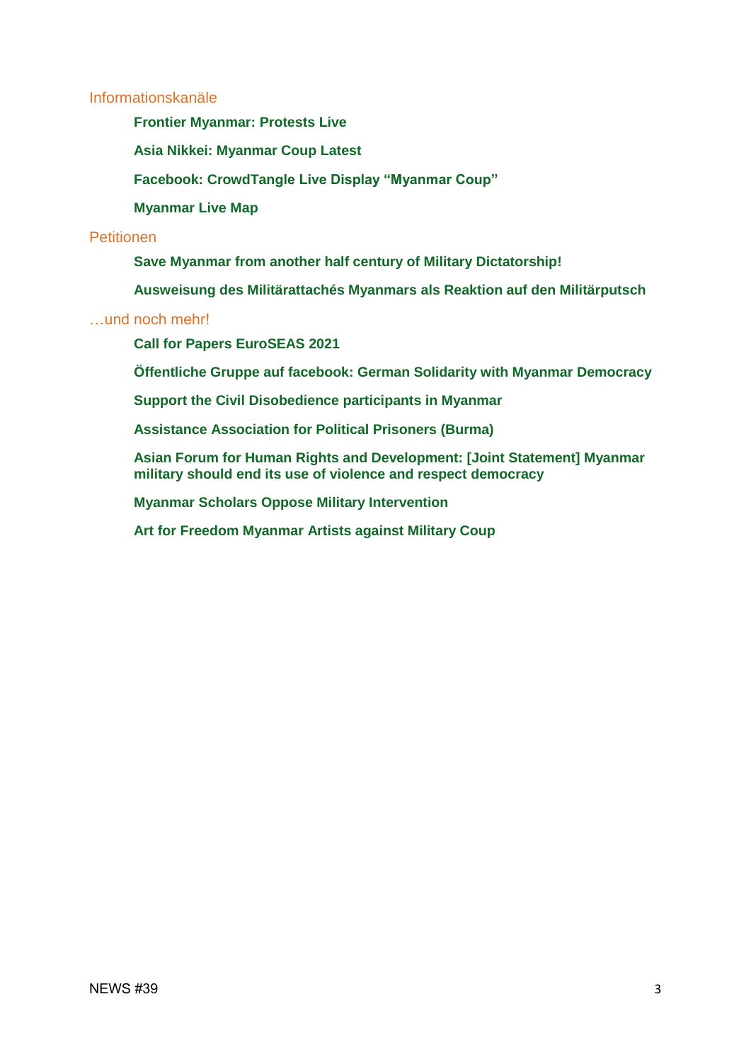## Informationskanäle

**Frontier Myanmar: Protests Live**

**Asia Nikkei: Myanmar Coup Latest**

**Facebook: CrowdTangle Live Display “Myanmar Coup”**

**Myanmar Live Map**

## Petitionen

**Save Myanmar from another half century of Military Dictatorship!**

**Ausweisung des Militärattachés Myanmars als Reaktion auf den Militärputsch**

## …und noch mehr!

**Call for Papers EuroSEAS 2021**

**Öffentliche Gruppe auf facebook: German Solidarity with Myanmar Democracy**

**Support the Civil Disobedience participants in Myanmar**

**Assistance Association for Political Prisoners (Burma)**

**Asian Forum for Human Rights and Development: [Joint Statement] Myanmar military should end its use of violence and respect democracy**

**Myanmar Scholars Oppose Military Intervention**

**Art for Freedom Myanmar Artists against Military Coup**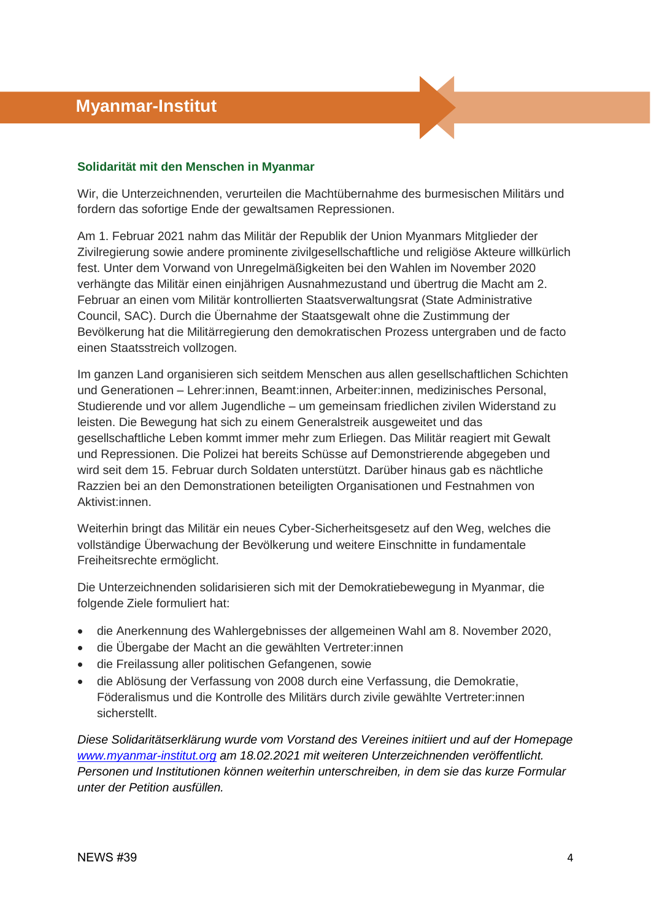## Myanmar-Institut

### Solidarität mit den Menschen in Myanmar

Wir, die Unterzeichnenden, verurteilen die Machtübernahme des burmesischen Militärs und fordern das sofortige Ende der gewaltsamen Repressionen.

Am 1. Februar 2021 nahm das Militär der Republik der Union Myanmars Mitglieder der Zivilregierung sowie andere prominente zivilgesellschaftliche und religiöse Akteure willkürlich fest. Unter dem Vorwand von Unregelmäßigkeiten bei den Wahlen im November 2020 verhängte das Militär einen einjährigen Ausnahmezustand und übertrug die Macht am 2. Februar an einen vom Militär kontrollierten Staatsverwaltungsrat (State Administrative Council, SAC). Durch die Übernahme der Staatsgewalt ohne die Zustimmung der Bevölkerung hat die Militärregierung den demokratischen Prozess untergraben und de facto einen Staatsstreich vollzogen.

Im ganzen Land organisieren sich seitdem Menschen aus allen gesellschaftlichen Schichten und Generationen – Lehrer:innen, Beamt:innen, Arbeiter:innen, medizinisches Personal, Studierende und vor allem Jugendliche – um gemeinsam friedlichen zivilen Widerstand zu leisten. Die Bewegung hat sich zu einem Generalstreik ausgeweitet und das gesellschaftliche Leben kommt immer mehr zum Erliegen. Das Militär reagiert mit Gewalt und Repressionen. Die Polizei hat bereits Schüsse auf Demonstrierende abgegeben und wird seit dem 15. Februar durch Soldaten unterstützt. Darüber hinaus gab es nächtliche Razzien bei an den Demonstrationen beteiligten Organisationen und Festnahmen von Aktivist:innen.

Weiterhin bringt das Militär ein neues Cyber-Sicherheitsgesetz auf den Weg, welches die vollständige Überwachung der Bevölkerung und weitere Einschnitte in fundamentale Freiheitsrechte ermöglicht.

Die Unterzeichnenden solidarisieren sich mit der Demokratiebewegung in Myanmar, die folgende Ziele formuliert hat:

- die Anerkennung des Wahlergebnisses der allgemeinen Wahl am 8. November 2020,
- die Übergabe der Macht an die gewählten Vertreter:innen
- die Freilassung aller politischen Gefangenen, sowie
- die Ablösung der Verfassung von 2008 durch eine Verfassung, die Demokratie, Föderalismus und die Kontrolle des Militärs durch zivile gewählte Vertreter:innen sicherstellt.

*Diese Solidaritätserklärung wurde vom Vorstand des Vereines initiiert und auf der Homepage [www.myanmar-institut.org](http://www.myanmar-institut.org) am 18.02.2021 mit weiteren Unterzeichnenden veröffentlicht. Personen und Institutionen können weiterhin unterschreiben, in dem sie das kurze Formular unter der Petition ausfüllen.*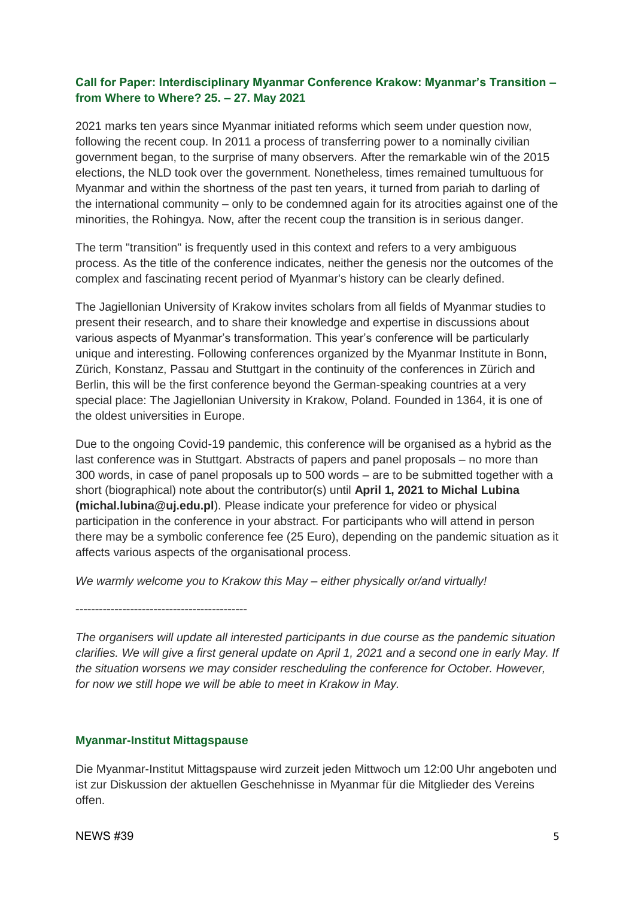### Call for Paper: Interdisciplinary Myanmar Conference Krakow: Myanmar's Transition – from Where to Where? 25. – 27. May 2021

2021 marks ten years since Myanmar initiated reforms which seem under question now, following the recent coup. In 2011 a process of transferring power to a nominally civilian government began, to the surprise of many observers. After the remarkable win of the 2015 elections, the NLD took over the government. Nonetheless, times remained tumultuous for Myanmar and within the shortness of the past ten years, it turned from pariah to darling of the international community – only to be condemned again for its atrocities against one of the minorities, the Rohingya. Now, after the recent coup the transition is in serious danger.

The term "transition" is frequently used in this context and refers to a very ambiguous process. As the title of the conference indicates, neither the genesis nor the outcomes of the complex and fascinating recent period of Myanmar's history can be clearly defined.

The Jagiellonian University of Krakow invites scholars from all fields of Myanmar studies to present their research, and to share their knowledge and expertise in discussions about various aspects of Myanmar's transformation. This year's conference will be particularly unique and interesting. Following conferences organized by the Myanmar Institute in Bonn, Zürich, Konstanz, Passau and Stuttgart in the continuity of the conferences in Zürich and Berlin, this will be the first conference beyond the German-speaking countries at a very special place: The Jagiellonian University in Krakow, Poland. Founded in 1364, it is one of the oldest universities in Europe.

Due to the ongoing Covid-19 pandemic, this conference will be organised as a hybrid as the last conference was in Stuttgart. Abstracts of papers and panel proposals – no more than 300 words, in case of panel proposals up to 500 words – are to be submitted together with a short (biographical) note about the contributor(s) until **April 1, 2021 to Michal Lubina (michal.lubina@uj.edu.pl)**. Please indicate your preference for video or physical participation in the conference in your abstract. For participants who will attend in person there may be a symbolic conference fee (25 Euro), depending on the pandemic situation as it affects various aspects of the organisational process.

*We warmly welcome you to Krakow this May – either physically or/and virtually!*

--------------------------------------------

*The organisers will update all interested participants in due course as the pandemic situation clarifies. We will give a first general update on April 1, 2021 and a second one in early May. If the situation worsens we may consider rescheduling the conference for October. However, for now we still hope we will be able to meet in Krakow in May.*

### Myanmar-Institut Mittagspause

Die Myanmar-Institut Mittagspause wird zurzeit jeden Mittwoch um 12:00 Uhr angeboten und ist zur Diskussion der aktuellen Geschehnisse in Myanmar für die Mitglieder des Vereins offen.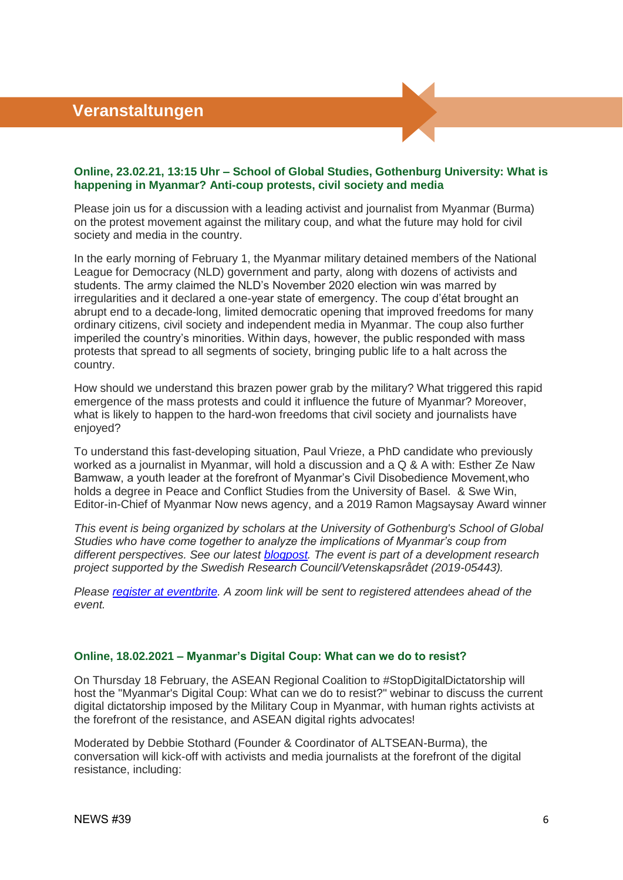# Veranstaltungen

### Online, 23.02.21, 13:15 Uhr – School of Global Studies, Gothenburg University: What is happening in Myanmar? Anti-coup protests, civil society and media

Please join us for a discussion with a leading activist and journalist from Myanmar (Burma) on the protest movement against the military coup, and what the future may hold for civil society and media in the country.

In the early morning of February 1, the Myanmar military detained members of the National League for Democracy (NLD) government and party, along with dozens of activists and students. The army claimed the NLD's November 2020 election win was marred by irregularities and it declared a one-year state of emergency. The coup d'état brought an abrupt end to a decade-long, limited democratic opening that improved freedoms for many ordinary citizens, civil society and independent media in Myanmar. The coup also further imperiled the country's minorities. Within days, however, the public responded with mass protests that spread to all segments of society, bringing public life to a halt across the country.

How should we understand this brazen power grab by the military? What triggered this rapid emergence of the mass protests and could it influence the future of Myanmar? Moreover, what is likely to happen to the hard-won freedoms that civil society and journalists have enjoyed?

To understand this fast-developing situation, Paul Vrieze, a PhD candidate who previously worked as a journalist in Myanmar, will hold a discussion and a Q & A with: Esther Ze Naw Bamwaw, a youth leader at the forefront of Myanmar's Civil Disobedience Movement,who holds a degree in Peace and Conflict Studies from the University of Basel. & Swe Win, Editor-in-Chief of Myanmar Now news agency, and a 2019 Ramon Magsaysay Award winner

*This event is being organized by scholars at the University of Gothenburg's School of Global Studies who have come together to analyze the implications of Myanmar's coup from different perspectives. See our latest blogpost. The event is part of a development research project supported by the Swedish Research Council/Vetenskapsrådet (2019-05443).*

*Please register at eventbrite. A zoom link will be sent to registered attendees ahead of the event.*

### Online, 18.02.2021 – Myanmar's Digital Coup: What can we do to resist?

On Thursday 18 February, the ASEAN Regional Coalition to #StopDigitalDictatorship will host the "Myanmar's Digital Coup: What can we do to resist?" webinar to discuss the current digital dictatorship imposed by the Military Coup in Myanmar, with human rights activists at the forefront of the resistance, and ASEAN digital rights advocates!

Moderated by Debbie Stothard (Founder & Coordinator of ALTSEAN-Burma), the conversation will kick-off with activists and media journalists at the forefront of the digital resistance, including: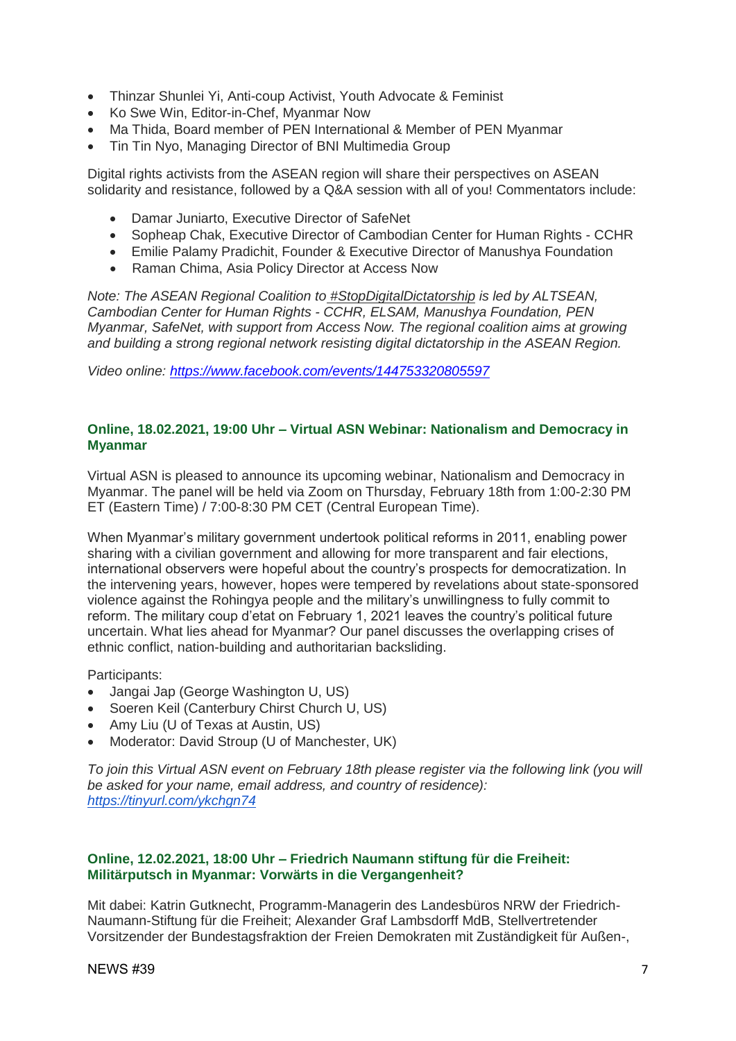- Thinzar Shunlei Yi, Anti-coup Activist, Youth Advocate & Feminist
- Ko Swe Win, Editor-in-Chef, Myanmar Now
- Ma Thida, Board member of PEN International & Member of PEN Myanmar
- Tin Tin Nyo, Managing Director of BNI Multimedia Group

Digital rights activists from the ASEAN region will share their perspectives on ASEAN solidarity and resistance, followed by a Q&A session with all of you! Commentators include:

- Damar Juniarto, Executive Director of SafeNet
- Sopheap Chak, Executive Director of Cambodian Center for Human Rights - CCHR
- Emilie Palamy Pradichit, Founder & Executive Director of Manushya Foundation
- Raman Chima, Asia Policy Director at Access Now

*Note: The ASEAN Regional Coalition to #StopDigitalDictatorship is led by ALTSEAN, Cambodian Center for Human Rights - CCHR, ELSAM, Manushya Foundation, PEN Myanmar, SafeNet, with support from Access Now. The regional coalition aims at growing and building a strong regional network resisting digital dictatorship in the ASEAN Region.*

*Video online: https://www.facebook.com/events/144753320805597*

### Online, 18.02.2021, 19:00 Uhr – Virtual ASN Webinar: Nationalism and Democracy in Myanmar

Virtual ASN is pleased to announce its upcoming webinar, Nationalism and Democracy in Myanmar. The panel will be held via Zoom on Thursday, February 18th from 1:00-2:30 PM ET (Eastern Time) / 7:00-8:30 PM CET (Central European Time).

When Myanmar's military government undertook political reforms in 2011, enabling power sharing with a civilian government and allowing for more transparent and fair elections, international observers were hopeful about the country's prospects for democratization. In the intervening years, however, hopes were tempered by revelations about state-sponsored violence against the Rohingya people and the military's unwillingness to fully commit to reform. The military coup d'etat on February 1, 2021 leaves the country's political future uncertain. What lies ahead for Myanmar? Our panel discusses the overlapping crises of ethnic conflict, nation-building and authoritarian backsliding.

Participants:

- Jangai Jap (George Washington U, US)
- Soeren Keil (Canterbury Chirst Church U, US)
- Amy Liu (U of Texas at Austin, US)
- Moderator: David Stroup (U of Manchester, UK)

*To join this Virtual ASN event on February 18th please register via the following link (you will be asked for your name, email address, and country of residence): https://tinyurl.com/ykchgn74*

### Online, 12.02.2021, 18:00 Uhr – Friedrich Naumann stiftung für die Freiheit: Militärputsch in Myanmar: Vorwärts in die Vergangenheit?

Mit dabei: Katrin Gutknecht, Programm-Managerin des Landesbüros NRW der Friedrich-Naumann-Stiftung für die Freiheit; Alexander Graf Lambsdorff MdB, Stellvertretender Vorsitzender der Bundestagsfraktion der Freien Demokraten mit Zuständigkeit für Außen-,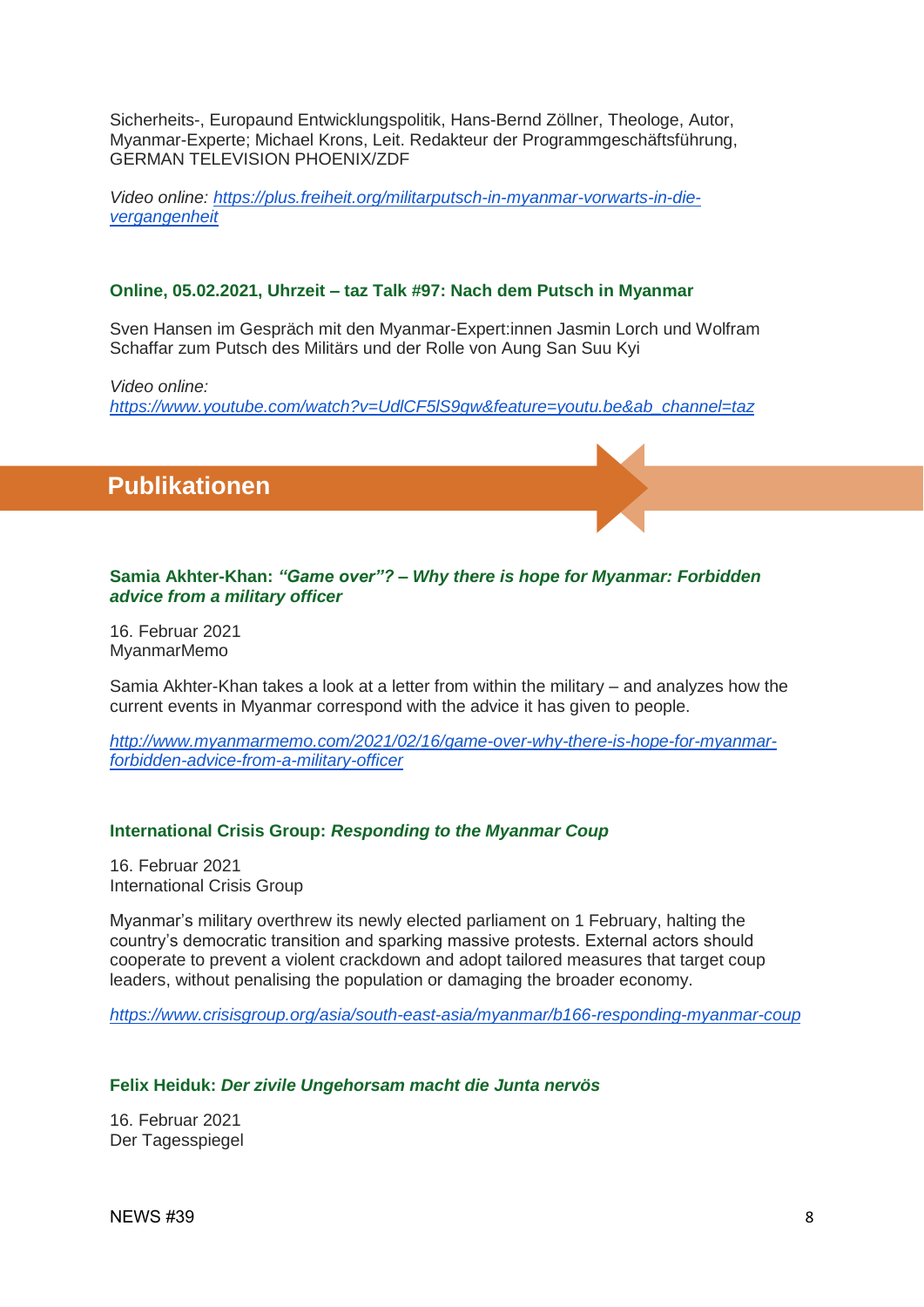Sicherheits-, Europaund Entwicklungspolitik, Hans-Bernd Zöllner, Theologe, Autor, Myanmar-Experte; Michael Krons, Leit. Redakteur der Programmgeschäftsführung, GERMAN TELEVISION PHOENIX/ZDF

*Video online:* [https://plus.freiheit.org/militarputsch-in-myanmar-vorwarts-in-die-vergangenheit](https://plus.freiheit.org/militarputsch-in-myanmar-vorwarts-in-die-vergangenheit)

### Online, 05.02.2021, Uhrzeit – taz Talk #97: Nach dem Putsch in Myanmar

Sven Hansen im Gespräch mit den Myanmar-Expert:innen Jasmin Lorch und Wolfram Schaffar zum Putsch des Militärs und der Rolle von Aung San Suu Kyi

*Video online:*
[https://www.youtube.com/watch?v=UdlCF5lS9gw&feature=youtu.be&ab_channel=taz](https://www.youtube.com/watch?v=UdlCF5lS9gw&feature=youtu.be&ab_channel=taz)

## Publikationen

### Samia Akhter-Khan: *“Game over”? – Why there is hope for Myanmar: Forbidden advice from a military officer*

16. Februar 2021
MyanmarMemo

Samia Akhter-Khan takes a look at a letter from within the military – and analyzes how the current events in Myanmar correspond with the advice it has given to people.

[http://www.myanmarmemo.com/2021/02/16/game-over-why-there-is-hope-for-myanmar-forbidden-advice-from-a-military-officer](http://www.myanmarmemo.com/2021/02/16/game-over-why-there-is-hope-for-myanmar-forbidden-advice-from-a-military-officer)

### International Crisis Group: *Responding to the Myanmar Coup*

16. Februar 2021
International Crisis Group

Myanmar’s military overthrew its newly elected parliament on 1 February, halting the country’s democratic transition and sparking massive protests. External actors should cooperate to prevent a violent crackdown and adopt tailored measures that target coup leaders, without penalising the population or damaging the broader economy.

[https://www.crisisgroup.org/asia/south-east-asia/myanmar/b166-responding-myanmar-coup](https://www.crisisgroup.org/asia/south-east-asia/myanmar/b166-responding-myanmar-coup)

### Felix Heiduk: *Der zivile Ungehorsam macht die Junta nervös*

16. Februar 2021
Der Tagesspiegel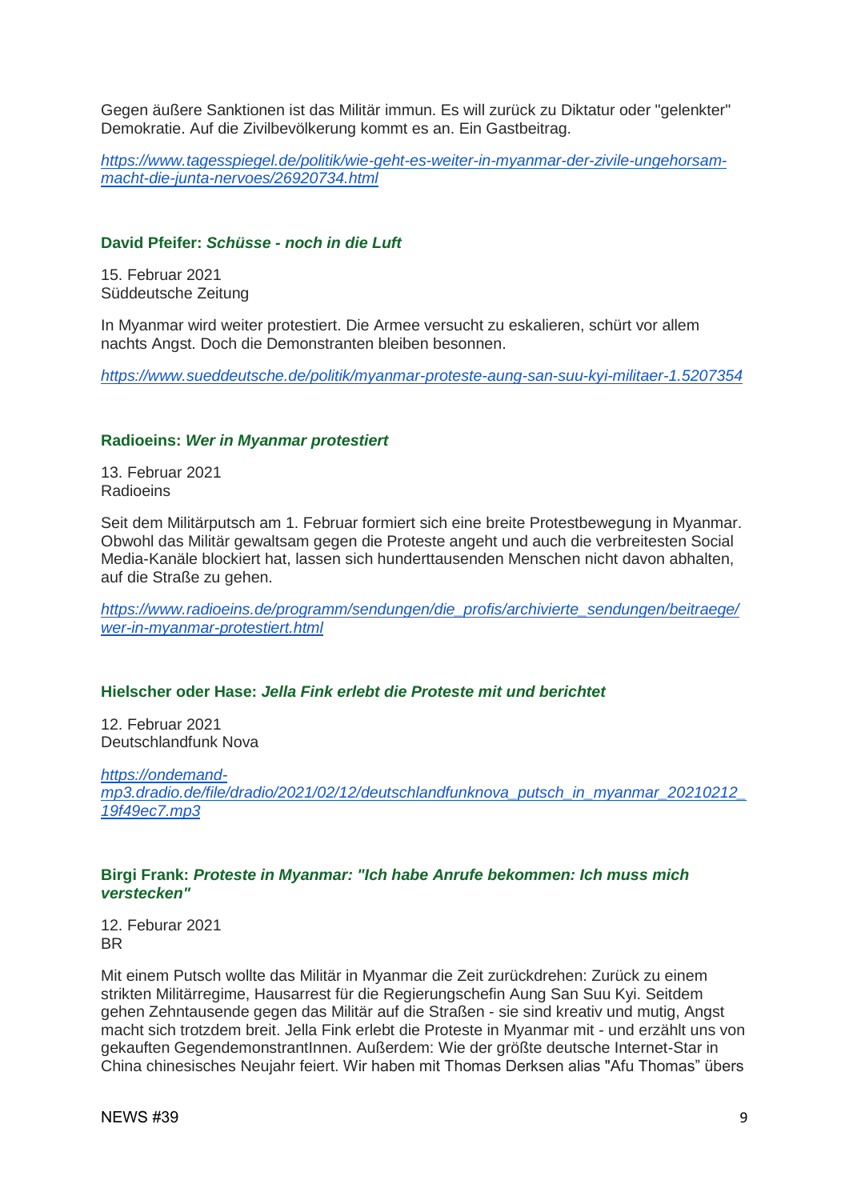Gegen äußere Sanktionen ist das Militär immun. Es will zurück zu Diktatur oder "gelenkter" Demokratie. Auf die Zivilbevölkerung kommt es an. Ein Gastbeitrag.

*https://www.tagesspiegel.de/politik/wie-geht-es-weiter-in-myanmar-der-zivile-ungehorsam-macht-die-junta-nervoes/26920734.html*

**David Pfeifer: *Schüsse - noch in die Luft***

15. Februar 2021
Süddeutsche Zeitung

In Myanmar wird weiter protestiert. Die Armee versucht zu eskalieren, schürt vor allem nachts Angst. Doch die Demonstranten bleiben besonnen.

*https://www.sueddeutsche.de/politik/myanmar-proteste-aung-san-suu-kyi-militaer-1.5207354*

**Radioeins: *Wer in Myanmar protestiert***

13. Februar 2021
Radioeins

Seit dem Militärputsch am 1. Februar formiert sich eine breite Protestbewegung in Myanmar. Obwohl das Militär gewaltsam gegen die Proteste angeht und auch die verbreitesten Social Media-Kanäle blockiert hat, lassen sich hunderttausenden Menschen nicht davon abhalten, auf die Straße zu gehen.

*https://www.radioeins.de/programm/sendungen/die_profis/archivierte_sendungen/beitraege/wer-in-myanmar-protestiert.html*

**Hielscher oder Hase: *Jella Fink erlebt die Proteste mit und berichtet***

12. Februar 2021
Deutschlandfunk Nova

*https://ondemand-mp3.dradio.de/file/dradio/2021/02/12/deutschlandfunknova_putsch_in_myanmar_20210212_19f49ec7.mp3*

**Birgi Frank: *Proteste in Myanmar: "Ich habe Anrufe bekommen: Ich muss mich verstecken"***

12. Feburar 2021
BR

Mit einem Putsch wollte das Militär in Myanmar die Zeit zurückdrehen: Zurück zu einem strikten Militärregime, Hausarrest für die Regierungschefin Aung San Suu Kyi. Seitdem gehen Zehntausende gegen das Militär auf die Straßen - sie sind kreativ und mutig, Angst macht sich trotzdem breit. Jella Fink erlebt die Proteste in Myanmar mit - und erzählt uns von gekauften GegendemonstrantInnen. Außerdem: Wie der größte deutsche Internet-Star in China chinesisches Neujahr feiert. Wir haben mit Thomas Derksen alias "Afu Thomas" übers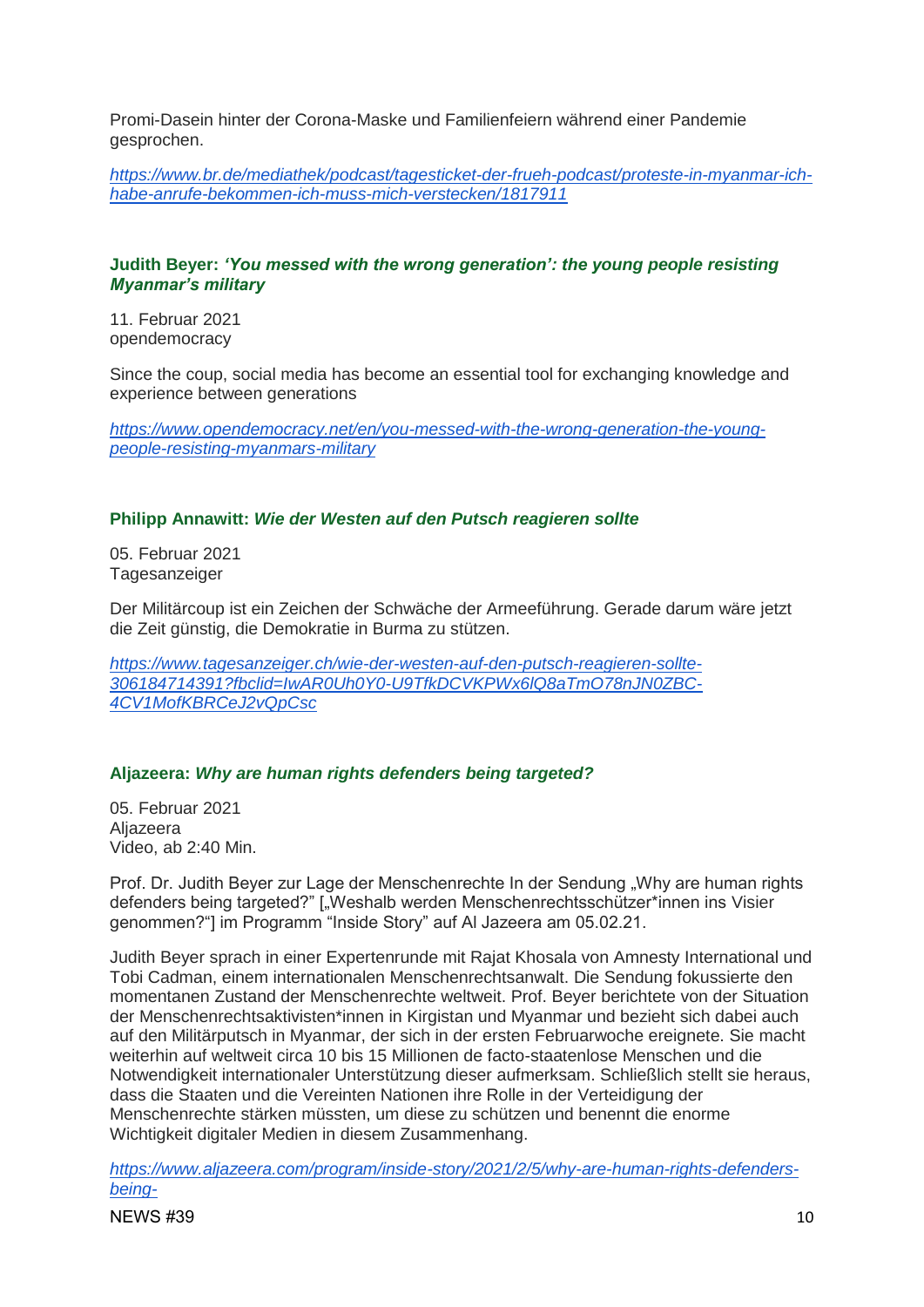Promi-Dasein hinter der Corona-Maske und Familienfeiern während einer Pandemie gesprochen.

*https://www.br.de/mediathek/podcast/tagesticket-der-frueh-podcast/proteste-in-myanmar-ich-habe-anrufe-bekommen-ich-muss-mich-verstecken/1817911*

### Judith Beyer: *'You messed with the wrong generation': the young people resisting Myanmar's military*

11. Februar 2021
opendemocracy

Since the coup, social media has become an essential tool for exchanging knowledge and experience between generations

*https://www.opendemocracy.net/en/you-messed-with-the-wrong-generation-the-young-people-resisting-myanmars-military*

### Philipp Annawitt: *Wie der Westen auf den Putsch reagieren sollte*

05. Februar 2021
Tagesanzeiger

Der Militärcoup ist ein Zeichen der Schwäche der Armeeführung. Gerade darum wäre jetzt die Zeit günstig, die Demokratie in Burma zu stützen.

*https://www.tagesanzeiger.ch/wie-der-westen-auf-den-putsch-reagieren-sollte-306184714391?fbclid=IwAR0Uh0Y0-U9TfkDCVKPWx6lQ8aTmO78nJN0ZBC-4CV1MofKBRCeJ2vQpCsc*

### Aljazeera: *Why are human rights defenders being targeted?*

05. Februar 2021
Aljazeera
Video, ab 2:40 Min.

Prof. Dr. Judith Beyer zur Lage der Menschenrechte In der Sendung „Why are human rights defenders being targeted?" [„Weshalb werden Menschenrechtsschützer*innen ins Visier genommen?"] im Programm "Inside Story" auf Al Jazeera am 05.02.21.

Judith Beyer sprach in einer Expertenrunde mit Rajat Khosala von Amnesty International und Tobi Cadman, einem internationalen Menschenrechtsanwalt. Die Sendung fokussierte den momentanen Zustand der Menschenrechte weltweit. Prof. Beyer berichtete von der Situation der Menschenrechtsaktivisten*innen in Kirgistan und Myanmar und bezieht sich dabei auch auf den Militärputsch in Myanmar, der sich in der ersten Februarwoche ereignete. Sie macht weiterhin auf weltweit circa 10 bis 15 Millionen de facto-staatenlose Menschen und die Notwendigkeit internationaler Unterstützung dieser aufmerksam. Schließlich stellt sie heraus, dass die Staaten und die Vereinten Nationen ihre Rolle in der Verteidigung der Menschenrechte stärken müssten, um diese zu schützen und benennt die enorme Wichtigkeit digitaler Medien in diesem Zusammenhang.

*https://www.aljazeera.com/program/inside-story/2021/2/5/why-are-human-rights-defenders-being-*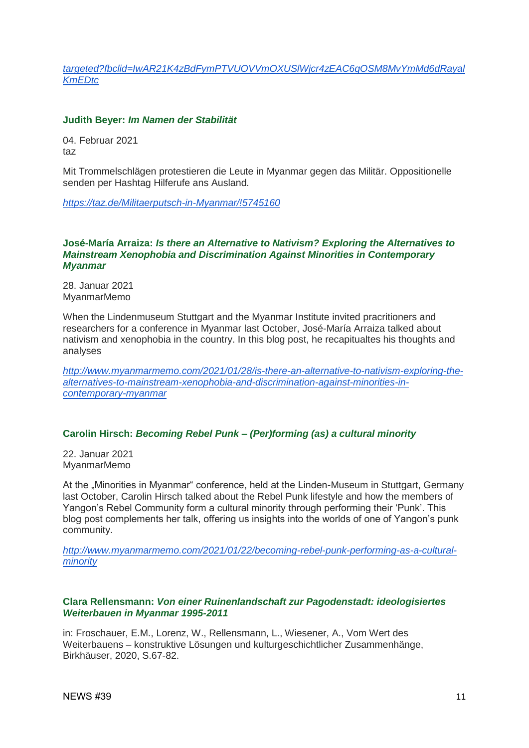*targeted?fbclid=IwAR21K4zBdFymPTVUOVVmOXUSlWjcr4zEAC6qOSM8MvYmMd6dRayalKmEDtc*

**Judith Beyer:** ***Im Namen der Stabilität***

04. Februar 2021
taz

Mit Trommelschlägen protestieren die Leute in Myanmar gegen das Militär. Oppositionelle senden per Hashtag Hilferufe ans Ausland.

*https://taz.de/Militaerputsch-in-Myanmar/!5745160*

**José-María Arraiza:** ***Is there an Alternative to Nativism? Exploring the Alternatives to Mainstream Xenophobia and Discrimination Against Minorities in Contemporary Myanmar***

28. Januar 2021
MyanmarMemo

When the Lindenmuseum Stuttgart and the Myanmar Institute invited pracritioners and researchers for a conference in Myanmar last October, José-María Arraiza talked about nativism and xenophobia in the country. In this blog post, he recapitualtes his thoughts and analyses

*http://www.myanmarmemo.com/2021/01/28/is-there-an-alternative-to-nativism-exploring-the-alternatives-to-mainstream-xenophobia-and-discrimination-against-minorities-in-contemporary-myanmar*

**Carolin Hirsch:** ***Becoming Rebel Punk – (Per)forming (as) a cultural minority***

22. Januar 2021
MyanmarMemo

At the „Minorities in Myanmar" conference, held at the Linden-Museum in Stuttgart, Germany last October, Carolin Hirsch talked about the Rebel Punk lifestyle and how the members of Yangon's Rebel Community form a cultural minority through performing their 'Punk'. This blog post complements her talk, offering us insights into the worlds of one of Yangon's punk community.

*http://www.myanmarmemo.com/2021/01/22/becoming-rebel-punk-performing-as-a-cultural-minority*

**Clara Rellensmann:** ***Von einer Ruinenlandschaft zur Pagodenstadt: ideologisiertes Weiterbauen in Myanmar 1995-2011***

in: Froschauer, E.M., Lorenz, W., Rellensmann, L., Wiesener, A., Vom Wert des Weiterbauens – konstruktive Lösungen und kulturgeschichtlicher Zusammenhänge, Birkhäuser, 2020, S.67-82.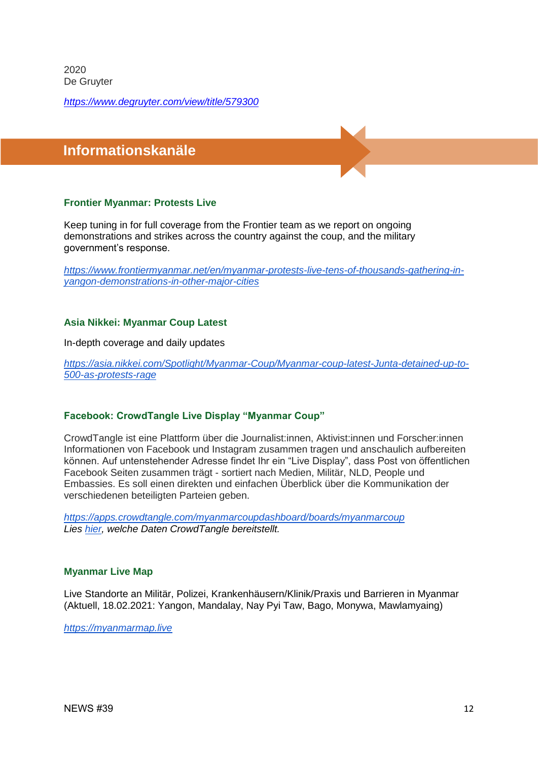2020
De Gruyter

*https://www.degruyter.com/view/title/579300*

## Informationskanäle

### Frontier Myanmar: Protests Live

Keep tuning in for full coverage from the Frontier team as we report on ongoing demonstrations and strikes across the country against the coup, and the military government's response.

*https://www.frontiermyanmar.net/en/myanmar-protests-live-tens-of-thousands-gathering-in-yangon-demonstrations-in-other-major-cities*

### Asia Nikkei: Myanmar Coup Latest

In-depth coverage and daily updates

*https://asia.nikkei.com/Spotlight/Myanmar-Coup/Myanmar-coup-latest-Junta-detained-up-to-500-as-protests-rage*

### Facebook: CrowdTangle Live Display "Myanmar Coup"

CrowdTangle ist eine Plattform über die Journalist:innen, Aktivist:innen und Forscher:innen Informationen von Facebook und Instagram zusammen tragen und anschaulich aufbereiten können. Auf untenstehender Adresse findet Ihr ein "Live Display", dass Post von öffentlichen Facebook Seiten zusammen trägt - sortiert nach Medien, Militär, NLD, People und Embassies. Es soll einen direkten und einfachen Überblick über die Kommunikation der verschiedenen beteiligten Parteien geben.

*https://apps.crowdtangle.com/myanmarcoupdashboard/boards/myanmarcoup*
*Lies hier, welche Daten CrowdTangle bereitstellt.*

### Myanmar Live Map

Live Standorte an Militär, Polizei, Krankenhäusern/Klinik/Praxis und Barrieren in Myanmar (Aktuell, 18.02.2021: Yangon, Mandalay, Nay Pyi Taw, Bago, Monywa, Mawlamyaing)

*https://myanmarmap.live*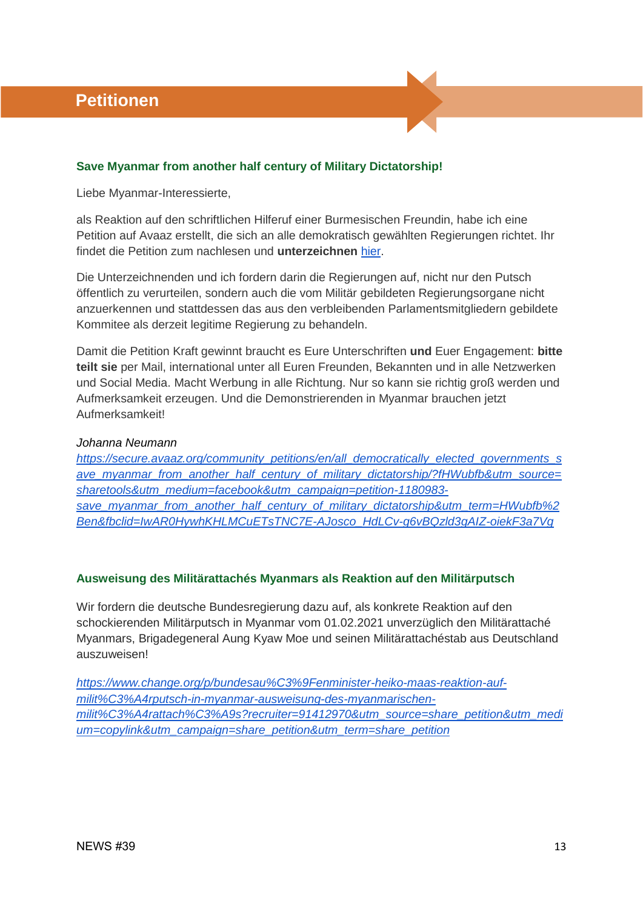# Petitionen

### Save Myanmar from another half century of Military Dictatorship!

Liebe Myanmar-Interessierte,

als Reaktion auf den schriftlichen Hilferuf einer Burmesischen Freundin, habe ich eine Petition auf Avaaz erstellt, die sich an alle demokratisch gewählten Regierungen richtet. Ihr findet die Petition zum nachlesen und **unterzeichnen** hier.

Die Unterzeichnenden und ich fordern darin die Regierungen auf, nicht nur den Putsch öffentlich zu verurteilen, sondern auch die vom Militär gebildeten Regierungsorgane nicht anzuerkennen und stattdessen das aus den verbleibenden Parlamentsmitgliedern gebildete Kommitee als derzeit legitime Regierung zu behandeln.

Damit die Petition Kraft gewinnt braucht es Eure Unterschriften **und** Euer Engagement: **bitte teilt sie** per Mail, international unter all Euren Freunden, Bekannten und in alle Netzwerken und Social Media. Macht Werbung in alle Richtung. Nur so kann sie richtig groß werden und Aufmerksamkeit erzeugen. Und die Demonstrierenden in Myanmar brauchen jetzt Aufmerksamkeit!

*Johanna Neumann*
*https://secure.avaaz.org/community_petitions/en/all_democratically_elected_governments_save_myanmar_from_another_half_century_of_military_dictatorship/?fHWubfb&utm_source=sharetools&utm_medium=facebook&utm_campaign=petition-1180983-save_myanmar_from_another_half_century_of_military_dictatorship&utm_term=HWubfb%2Ben&fbclid=IwAR0HywhKHLMCuETsTNC7E-AJosco_HdLCv-g6vBQzld3gAIZ-oiekF3a7Vg*

### Ausweisung des Militärattachés Myanmars als Reaktion auf den Militärputsch

Wir fordern die deutsche Bundesregierung dazu auf, als konkrete Reaktion auf den schockierenden Militärputsch in Myanmar vom 01.02.2021 unverzüglich den Militärattaché Myanmars, Brigadegeneral Aung Kyaw Moe und seinen Militärattachéstab aus Deutschland auszuweisen!

*https://www.change.org/p/bundesau%C3%9Fenminister-heiko-maas-reaktion-auf-milit%C3%A4rputsch-in-myanmar-ausweisung-des-myanmarischen-milit%C3%A4rattach%C3%A9s?recruiter=91412970&utm_source=share_petition&utm_medium=copylink&utm_campaign=share_petition&utm_term=share_petition*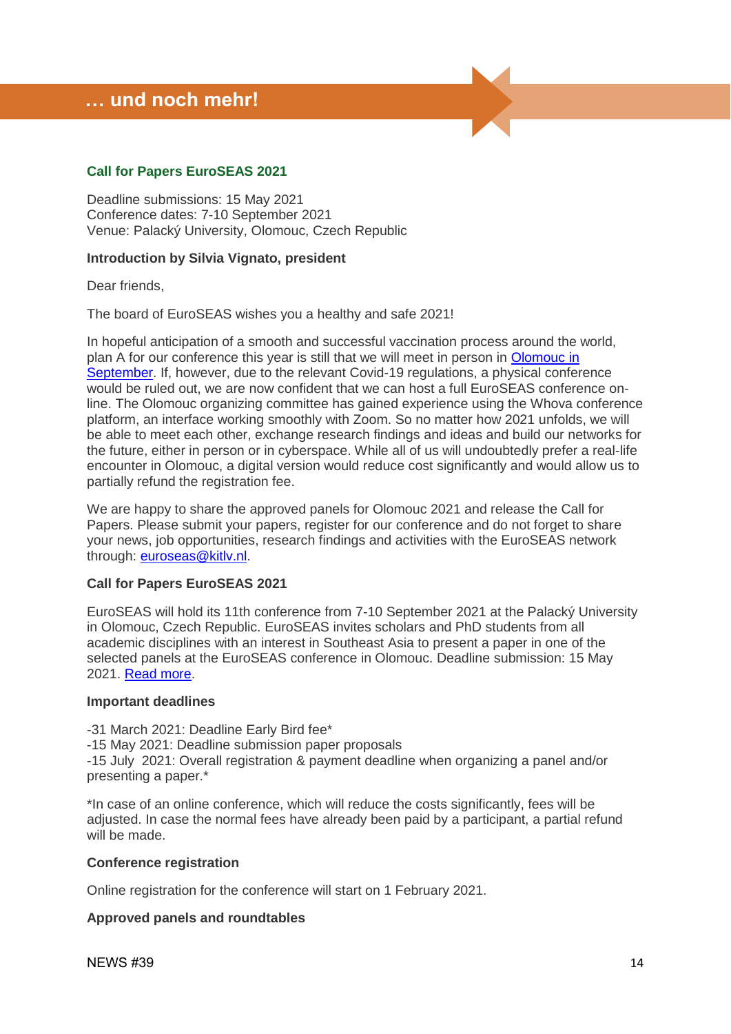# … und noch mehr!

## Call for Papers EuroSEAS 2021

Deadline submissions: 15 May 2021
Conference dates: 7-10 September 2021
Venue: Palacký University, Olomouc, Czech Republic

**Introduction by Silvia Vignato, president**

Dear friends,

The board of EuroSEAS wishes you a healthy and safe 2021!

In hopeful anticipation of a smooth and successful vaccination process around the world, plan A for our conference this year is still that we will meet in person in [Olomouc in September](). If, however, due to the relevant Covid-19 regulations, a physical conference would be ruled out, we are now confident that we can host a full EuroSEAS conference on-line. The Olomouc organizing committee has gained experience using the Whova conference platform, an interface working smoothly with Zoom. So no matter how 2021 unfolds, we will be able to meet each other, exchange research findings and ideas and build our networks for the future, either in person or in cyberspace. While all of us will undoubtedly prefer a real-life encounter in Olomouc, a digital version would reduce cost significantly and would allow us to partially refund the registration fee.

We are happy to share the approved panels for Olomouc 2021 and release the Call for Papers. Please submit your papers, register for our conference and do not forget to share your news, job opportunities, research findings and activities with the EuroSEAS network through: [euroseas@kitlv.nl]().

**Call for Papers EuroSEAS 2021**

EuroSEAS will hold its 11th conference from 7-10 September 2021 at the Palacký University in Olomouc, Czech Republic. EuroSEAS invites scholars and PhD students from all academic disciplines with an interest in Southeast Asia to present a paper in one of the selected panels at the EuroSEAS conference in Olomouc. Deadline submission: 15 May 2021. [Read more]().

**Important deadlines**

-31 March 2021: Deadline Early Bird fee*
-15 May 2021: Deadline submission paper proposals
-15 July 2021: Overall registration & payment deadline when organizing a panel and/or presenting a paper.*

*In case of an online conference, which will reduce the costs significantly, fees will be adjusted. In case the normal fees have already been paid by a participant, a partial refund will be made.

**Conference registration**

Online registration for the conference will start on 1 February 2021.

**Approved panels and roundtables**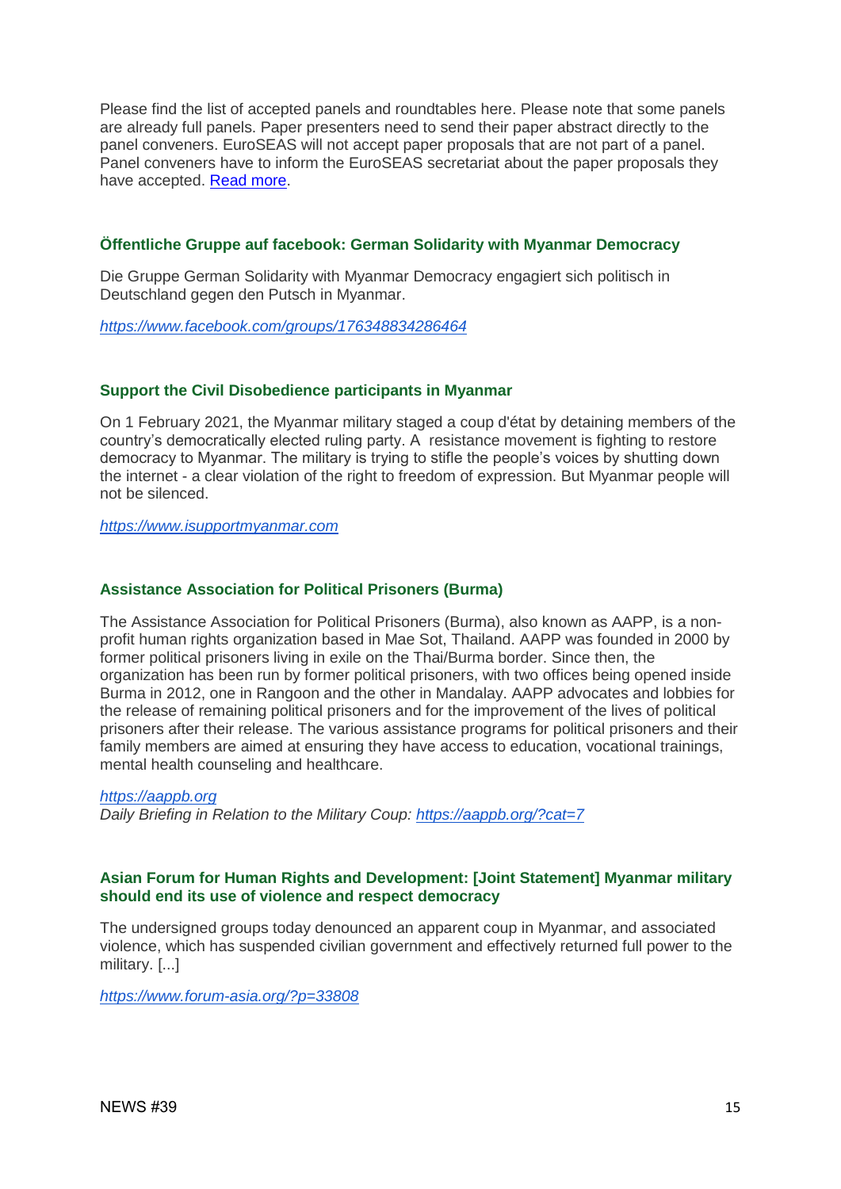Please find the list of accepted panels and roundtables here. Please note that some panels are already full panels. Paper presenters need to send their paper abstract directly to the panel conveners. EuroSEAS will not accept paper proposals that are not part of a panel. Panel conveners have to inform the EuroSEAS secretariat about the paper proposals they have accepted. [Read more](#).

### Öffentliche Gruppe auf facebook: German Solidarity with Myanmar Democracy

Die Gruppe German Solidarity with Myanmar Democracy engagiert sich politisch in Deutschland gegen den Putsch in Myanmar.

*[https://www.facebook.com/groups/176348834286464](https://www.facebook.com/groups/176348834286464)*

### Support the Civil Disobedience participants in Myanmar

On 1 February 2021, the Myanmar military staged a coup d'état by detaining members of the country's democratically elected ruling party. A resistance movement is fighting to restore democracy to Myanmar. The military is trying to stifle the people's voices by shutting down the internet - a clear violation of the right to freedom of expression. But Myanmar people will not be silenced.

*[https://www.isupportmyanmar.com](https://www.isupportmyanmar.com)*

### Assistance Association for Political Prisoners (Burma)

The Assistance Association for Political Prisoners (Burma), also known as AAPP, is a non-profit human rights organization based in Mae Sot, Thailand. AAPP was founded in 2000 by former political prisoners living in exile on the Thai/Burma border. Since then, the organization has been run by former political prisoners, with two offices being opened inside Burma in 2012, one in Rangoon and the other in Mandalay. AAPP advocates and lobbies for the release of remaining political prisoners and for the improvement of the lives of political prisoners after their release. The various assistance programs for political prisoners and their family members are aimed at ensuring they have access to education, vocational trainings, mental health counseling and healthcare.

*[https://aappb.org](https://aappb.org)*
*Daily Briefing in Relation to the Military Coup: [https://aappb.org/?cat=7](https://aappb.org/?cat=7)*

### Asian Forum for Human Rights and Development: [Joint Statement] Myanmar military should end its use of violence and respect democracy

The undersigned groups today denounced an apparent coup in Myanmar, and associated violence, which has suspended civilian government and effectively returned full power to the military. [...]

*[https://www.forum-asia.org/?p=33808](https://www.forum-asia.org/?p=33808)*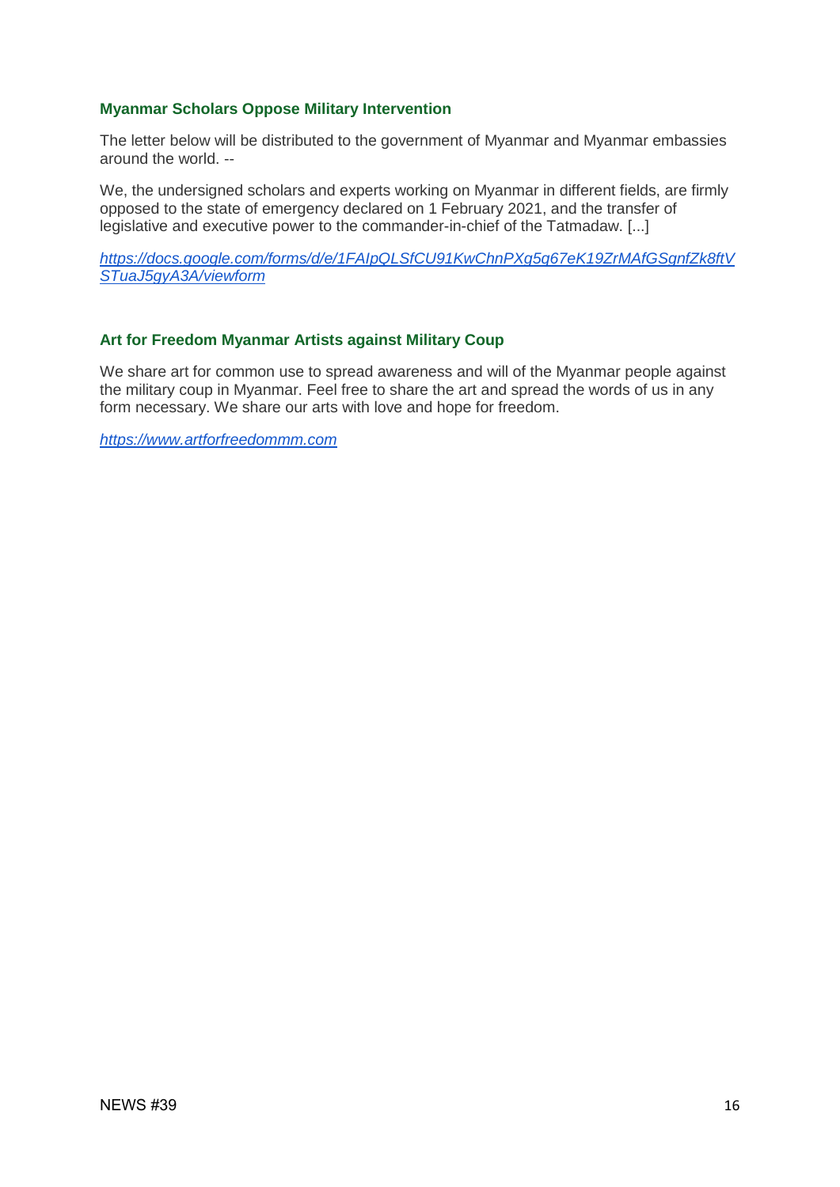### Myanmar Scholars Oppose Military Intervention

The letter below will be distributed to the government of Myanmar and Myanmar embassies around the world. --

We, the undersigned scholars and experts working on Myanmar in different fields, are firmly opposed to the state of emergency declared on 1 February 2021, and the transfer of legislative and executive power to the commander-in-chief of the Tatmadaw. [...]

*https://docs.google.com/forms/d/e/1FAIpQLSfCU91KwChnPXg5q67eK19ZrMAfGSgnfZk8ftVSTuaJ5gyA3A/viewform*

### Art for Freedom Myanmar Artists against Military Coup

We share art for common use to spread awareness and will of the Myanmar people against the military coup in Myanmar. Feel free to share the art and spread the words of us in any form necessary. We share our arts with love and hope for freedom.

*https://www.artforfreedommm.com*